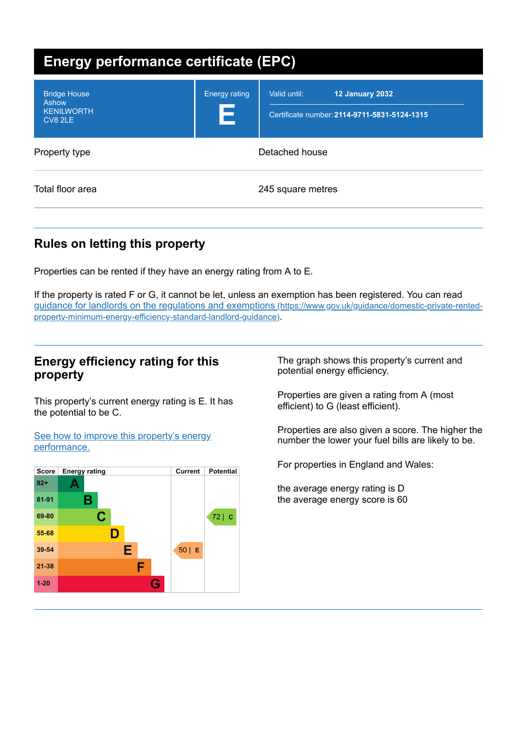# Energy performance certificate (EPC)

| | | |
|---|---|---|
| Bridge House<br>Ashow<br>KENILWORTH<br>CV8 2LE | Energy rating<br>**E** | Valid until: **12 January 2032**<br>Certificate number: **2114-9711-5831-5124-1315** |

| | |
|---|---|
| Property type | Detached house |
| Total floor area | 245 square metres |

## Rules on letting this property

Properties can be rented if they have an energy rating from A to E.

If the property is rated F or G, it cannot be let, unless an exemption has been registered. You can read [guidance for landlords on the regulations and exemptions (https://www.gov.uk/guidance/domestic-private-rented-property-minimum-energy-efficiency-standard-landlord-guidance)](https://www.gov.uk/guidance/domestic-private-rented-property-minimum-energy-efficiency-standard-landlord-guidance).

## Energy efficiency rating for this property

This property's current energy rating is E. It has the potential to be C.

[See how to improve this property's energy performance.]()

| Score | Energy rating | Current | Potential |
|---|---|---|---|
| 92+ | A | | |
| 81-91 | B | | |
| 69-80 | C | | 72 \| C |
| 55-68 | D | | |
| 39-54 | E | 50 \| E | |
| 21-38 | F | | |
| 1-20 | G | | |

The graph shows this property's current and potential energy efficiency.

Properties are given a rating from A (most efficient) to G (least efficient).

Properties are also given a score. The higher the number the lower your fuel bills are likely to be.

For properties in England and Wales:

the average energy rating is D
the average energy score is 60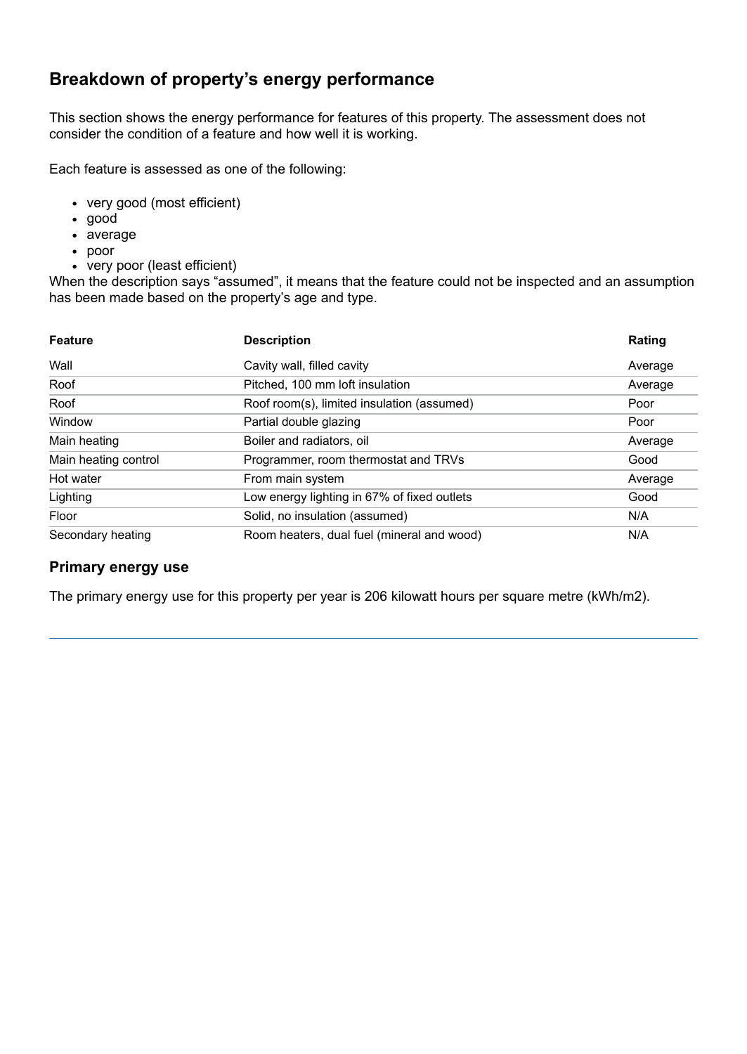## Breakdown of property's energy performance

This section shows the energy performance for features of this property. The assessment does not consider the condition of a feature and how well it is working.

Each feature is assessed as one of the following:

- very good (most efficient)
- good
- average
- poor
- very poor (least efficient)

When the description says "assumed", it means that the feature could not be inspected and an assumption has been made based on the property's age and type.

| Feature | Description | Rating |
| --- | --- | --- |
| Wall | Cavity wall, filled cavity | Average |
| Roof | Pitched, 100 mm loft insulation | Average |
| Roof | Roof room(s), limited insulation (assumed) | Poor |
| Window | Partial double glazing | Poor |
| Main heating | Boiler and radiators, oil | Average |
| Main heating control | Programmer, room thermostat and TRVs | Good |
| Hot water | From main system | Average |
| Lighting | Low energy lighting in 67% of fixed outlets | Good |
| Floor | Solid, no insulation (assumed) | N/A |
| Secondary heating | Room heaters, dual fuel (mineral and wood) | N/A |

### Primary energy use

The primary energy use for this property per year is 206 kilowatt hours per square metre (kWh/m2).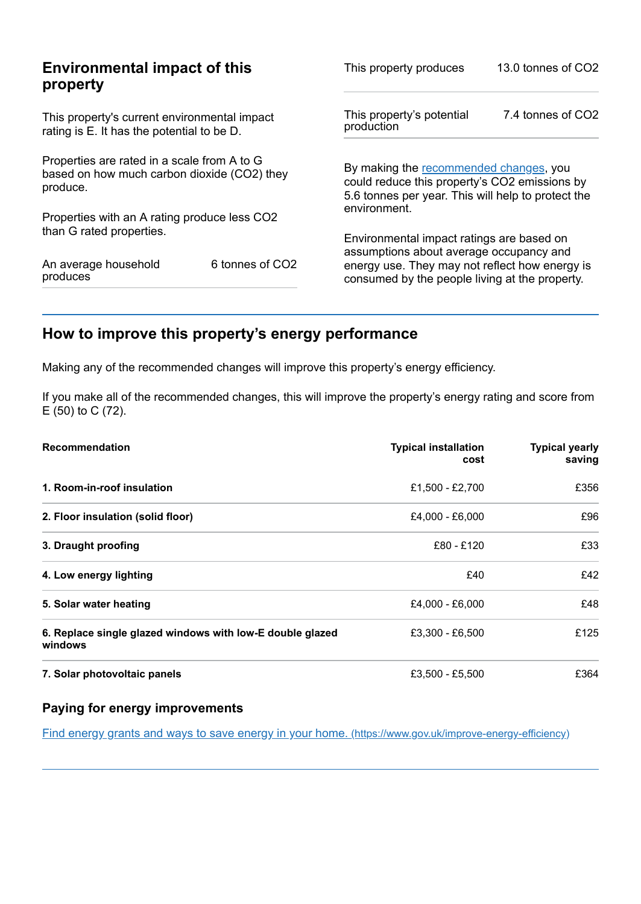## Environmental impact of this property

This property's current environmental impact rating is E. It has the potential to be D.

Properties are rated in a scale from A to G based on how much carbon dioxide ($CO_2$) they produce.

Properties with an A rating produce less $CO_2$ than G rated properties.

| | |
|---|---|
| An average household produces | 6 tonnes of $CO_2$ |

| | |
|---|---|
| This property produces | 13.0 tonnes of $CO_2$ |
| This property's potential production | 7.4 tonnes of $CO_2$ |

By making the recommended changes, you could reduce this property's $CO_2$ emissions by 5.6 tonnes per year. This will help to protect the environment.

Environmental impact ratings are based on assumptions about average occupancy and energy use. They may not reflect how energy is consumed by the people living at the property.

## How to improve this property's energy performance

Making any of the recommended changes will improve this property's energy efficiency.

If you make all of the recommended changes, this will improve the property's energy rating and score from E (50) to C (72).

| Recommendation | Typical installation cost | Typical yearly saving |
|---|---|---|
| **1. Room-in-roof insulation** | £1,500 - £2,700 | £356 |
| **2. Floor insulation (solid floor)** | £4,000 - £6,000 | £96 |
| **3. Draught proofing** | £80 - £120 | £33 |
| **4. Low energy lighting** | £40 | £42 |
| **5. Solar water heating** | £4,000 - £6,000 | £48 |
| **6. Replace single glazed windows with low-E double glazed windows** | £3,300 - £6,500 | £125 |
| **7. Solar photovoltaic panels** | £3,500 - £5,500 | £364 |

### Paying for energy improvements

[Find energy grants and ways to save energy in your home. (https://www.gov.uk/improve-energy-efficiency)](https://www.gov.uk/improve-energy-efficiency)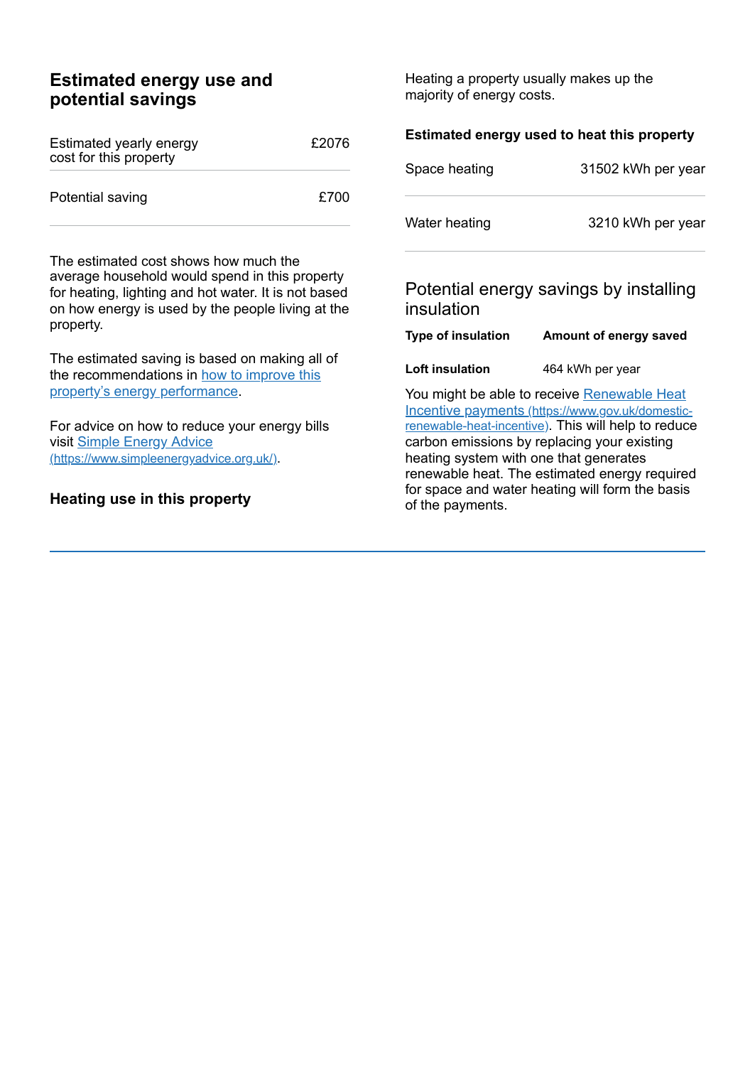## Estimated energy use and potential savings

| Estimated yearly energy cost for this property | £2076 |
| --- | --- |
| Potential saving | £700 |

The estimated cost shows how much the average household would spend in this property for heating, lighting and hot water. It is not based on how energy is used by the people living at the property.

The estimated saving is based on making all of the recommendations in [how to improve this property's energy performance](#).

For advice on how to reduce your energy bills visit [Simple Energy Advice (https://www.simpleenergyadvice.org.uk/)](https://www.simpleenergyadvice.org.uk/).

### Heating use in this property

Heating a property usually makes up the majority of energy costs.

#### Estimated energy used to heat this property

| Space heating | 31502 kWh per year |
| --- | --- |
| Water heating | 3210 kWh per year |

### Potential energy savings by installing insulation

| Type of insulation | Amount of energy saved |
| --- | --- |
| **Loft insulation** | 464 kWh per year |

You might be able to receive [Renewable Heat Incentive payments (https://www.gov.uk/domestic-renewable-heat-incentive)](https://www.gov.uk/domestic-renewable-heat-incentive). This will help to reduce carbon emissions by replacing your existing heating system with one that generates renewable heat. The estimated energy required for space and water heating will form the basis of the payments.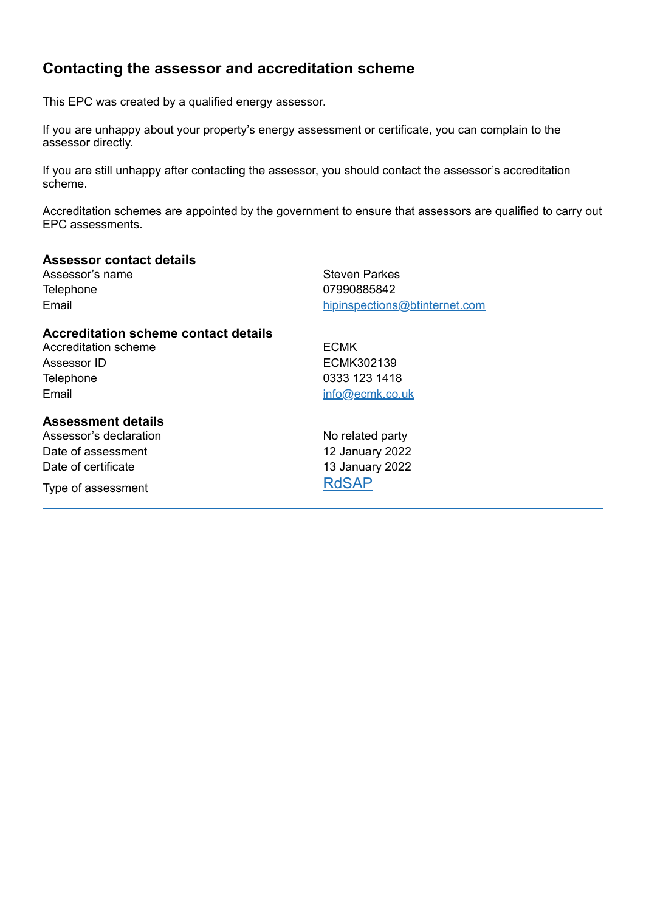## Contacting the assessor and accreditation scheme

This EPC was created by a qualified energy assessor.

If you are unhappy about your property's energy assessment or certificate, you can complain to the assessor directly.

If you are still unhappy after contacting the assessor, you should contact the assessor's accreditation scheme.

Accreditation schemes are appointed by the government to ensure that assessors are qualified to carry out EPC assessments.

### Assessor contact details

| | |
|---|---|
| Assessor's name | Steven Parkes |
| Telephone | 07990885842 |
| Email | hipinspections@btinternet.com |

### Accreditation scheme contact details

| | |
|---|---|
| Accreditation scheme | ECMK |
| Assessor ID | ECMK302139 |
| Telephone | 0333 123 1418 |
| Email | info@ecmk.co.uk |

### Assessment details

| | |
|---|---|
| Assessor's declaration | No related party |
| Date of assessment | 12 January 2022 |
| Date of certificate | 13 January 2022 |
| Type of assessment | RdSAP |